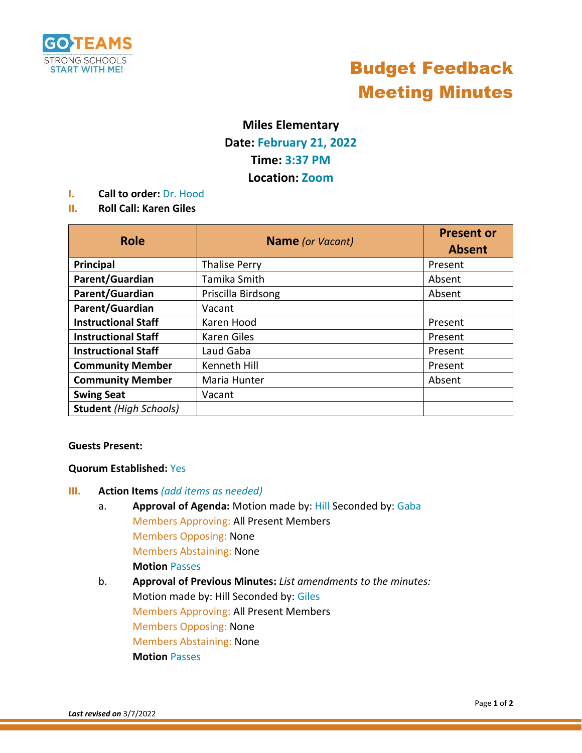GO TEAMS
STRONG SCHOOLS
START WITH ME!

# Budget Feedback Meeting Minutes

**Miles Elementary**
**Date:** February 21, 2022
**Time:** 3:37 PM
**Location:** Zoom

**I. Call to order:** Dr. Hood
**II. Roll Call: Karen Giles**

| Role | Name *(or Vacant)* | Present or Absent |
|---|---|---|
| **Principal** | Thalise Perry | Present |
| **Parent/Guardian** | Tamika Smith | Absent |
| **Parent/Guardian** | Priscilla Birdsong | Absent |
| **Parent/Guardian** | Vacant | |
| **Instructional Staff** | Karen Hood | Present |
| **Instructional Staff** | Karen Giles | Present |
| **Instructional Staff** | Laud Gaba | Present |
| **Community Member** | Kenneth Hill | Present |
| **Community Member** | Maria Hunter | Absent |
| **Swing Seat** | Vacant | |
| **Student** *(High Schools)* | | |

**Guests Present:**

**Quorum Established:** Yes

**III. Action Items** *(add items as needed)*

a. **Approval of Agenda:** Motion made by: Hill Seconded by: Gaba
Members Approving: All Present Members
Members Opposing: None
Members Abstaining: None
**Motion** Passes

b. **Approval of Previous Minutes:** *List amendments to the minutes:*
Motion made by: Hill Seconded by: Giles
Members Approving: All Present Members
Members Opposing: None
Members Abstaining: None
**Motion** Passes

***Last revised on*** 3/7/2022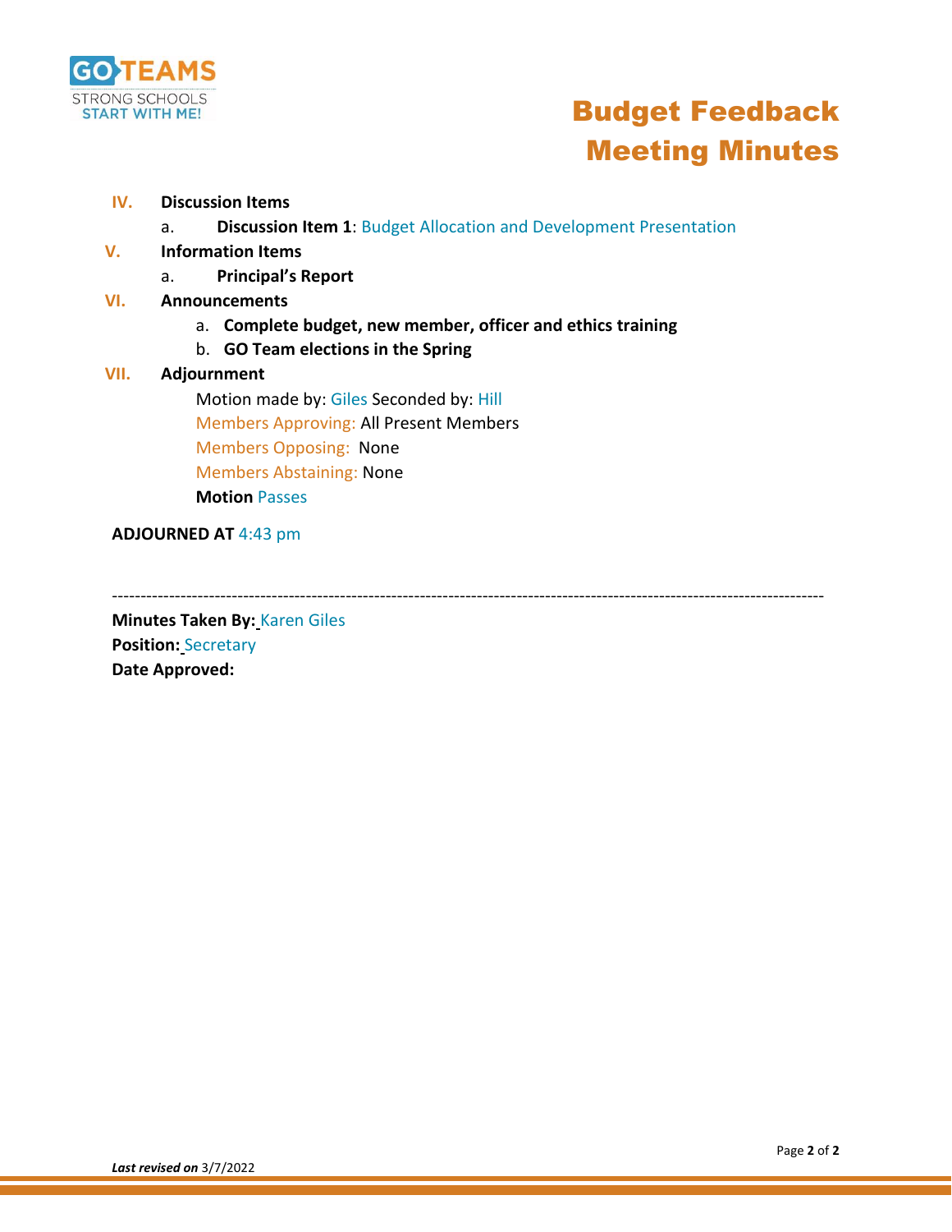# Budget Feedback Meeting Minutes

**IV. Discussion Items**

a. **Discussion Item 1**: Budget Allocation and Development Presentation

**V. Information Items**

a. **Principal's Report**

**VI. Announcements**

a. **Complete budget, new member, officer and ethics training**

b. **GO Team elections in the Spring**

**VII. Adjournment**

Motion made by: Giles Seconded by: Hill

Members Approving: All Present Members

Members Opposing: None

Members Abstaining: None

**Motion** Passes

**ADJOURNED AT** 4:43 pm

---

**Minutes Taken By:** Karen Giles

**Position:** Secretary

**Date Approved:**

***Last revised on*** 3/7/2022